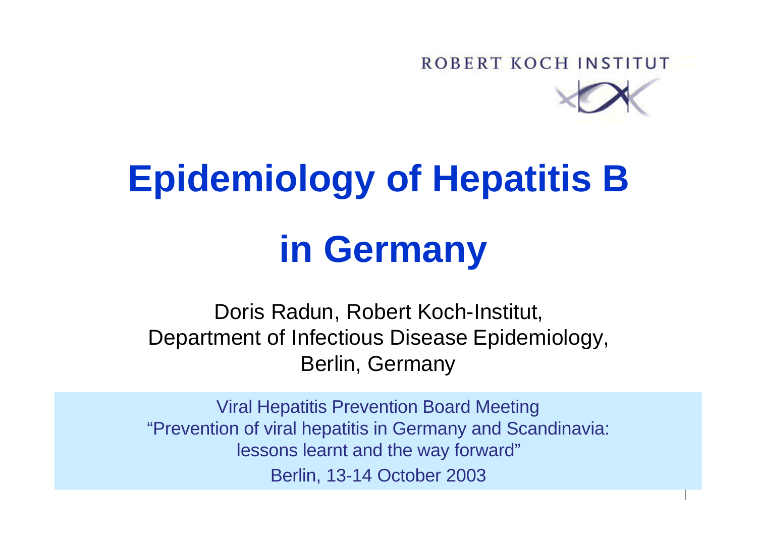ROBERT KOCH INSTITUT

# Epidemiology of Hepatitis B in Germany

Doris Radun, Robert Koch-Institut,
Department of Infectious Disease Epidemiology,
Berlin, Germany

Viral Hepatitis Prevention Board Meeting
"Prevention of viral hepatitis in Germany and Scandinavia:
lessons learnt and the way forward"
Berlin, 13-14 October 2003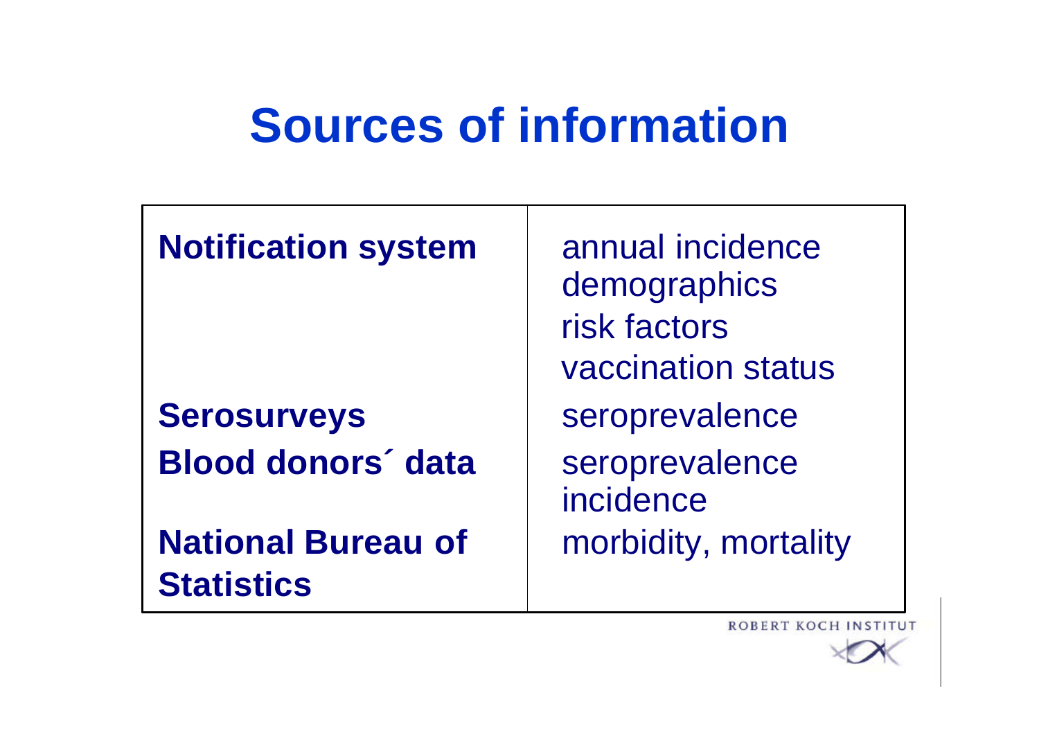# Sources of information

| | |
|---|---|
| **Notification system** | annual incidence<br>demographics<br>risk factors<br>vaccination status |
| **Serosurveys** | seroprevalence |
| **Blood donors´ data** | seroprevalence<br>incidence |
| **National Bureau of Statistics** | morbidity, mortality |

ROBERT KOCH INSTITUT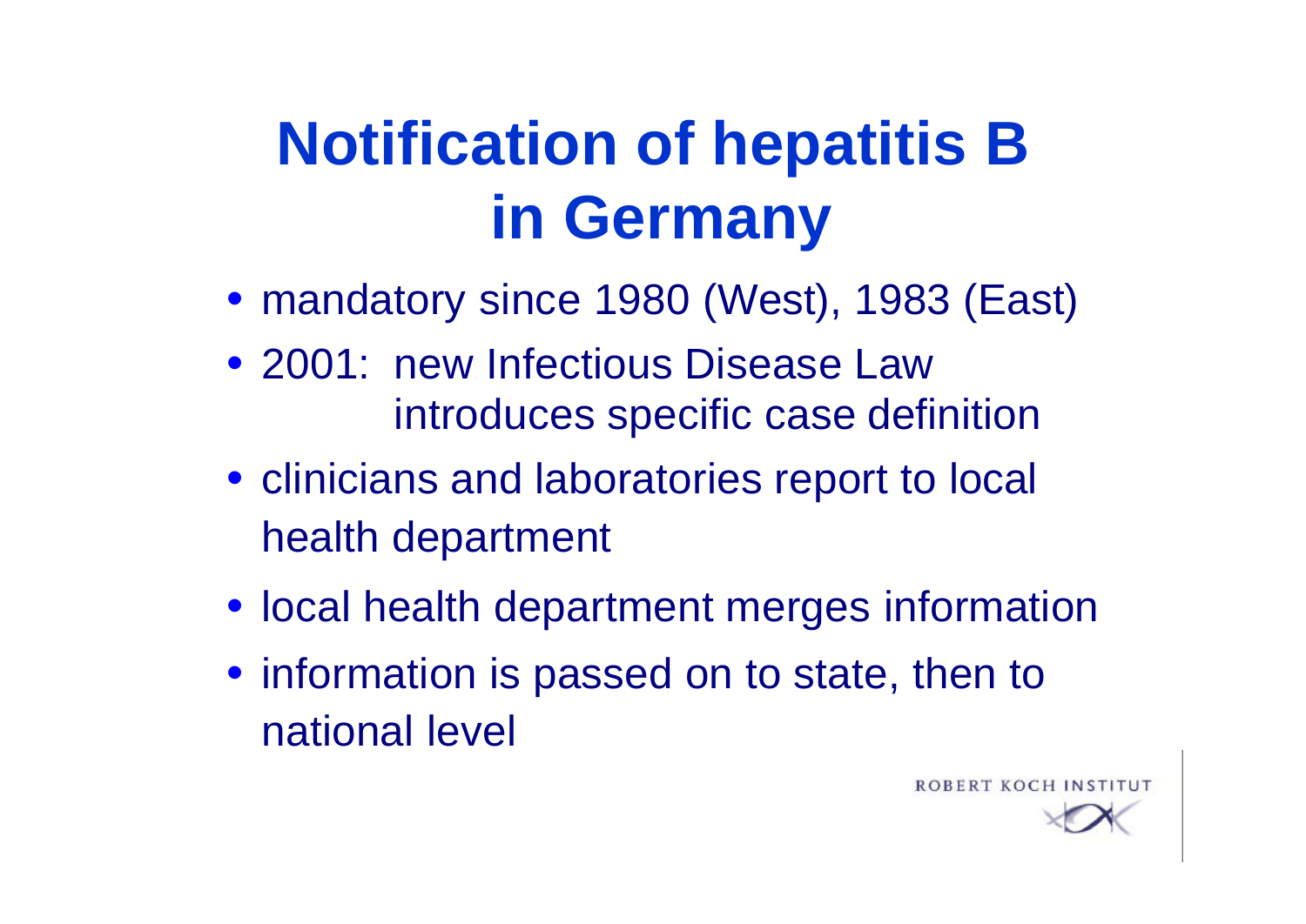# Notification of hepatitis B in Germany

- mandatory since 1980 (West), 1983 (East)
- 2001: new Infectious Disease Law introduces specific case definition
- clinicians and laboratories report to local health department
- local health department merges information
- information is passed on to state, then to national level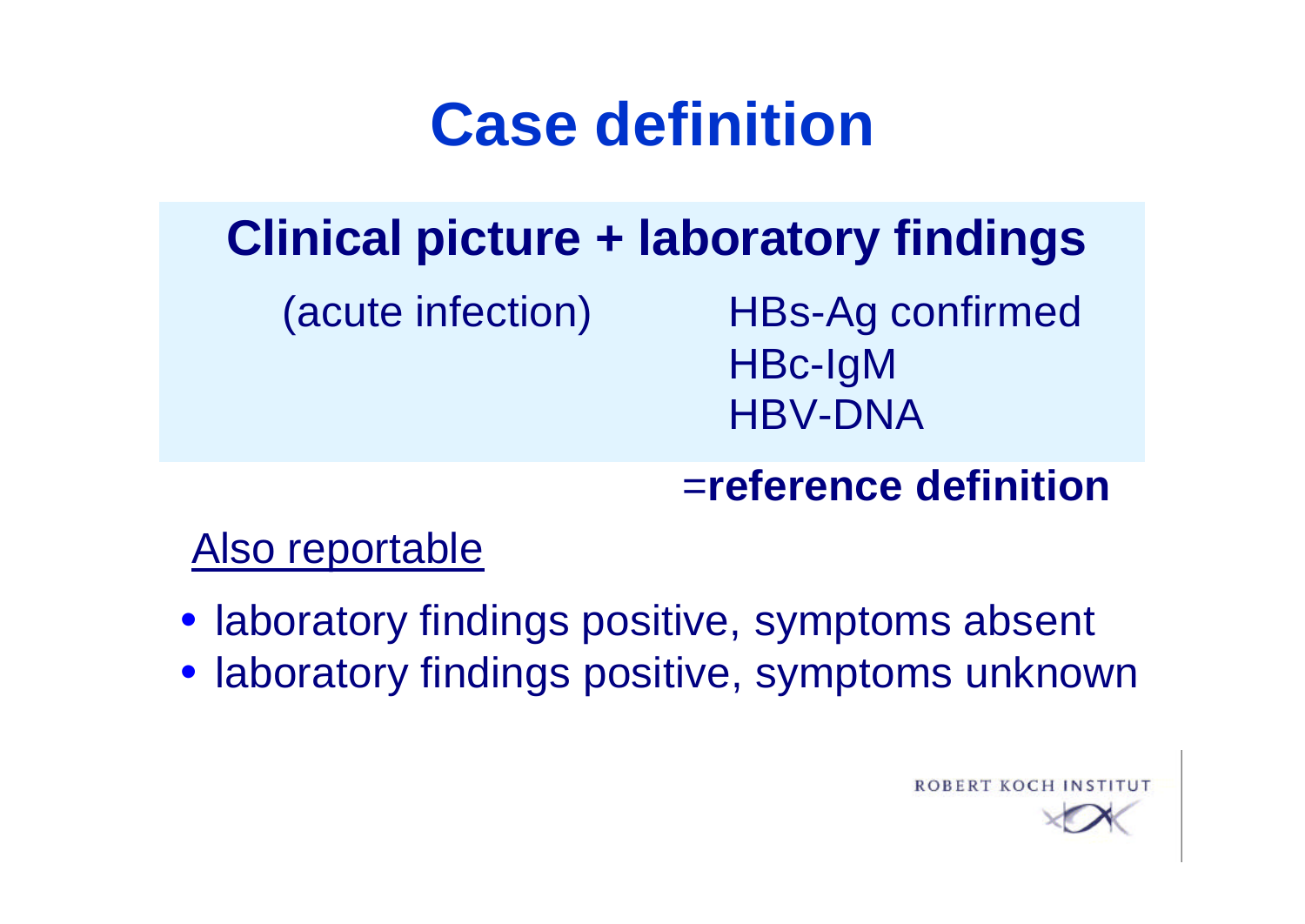# Case definition

**Clinical picture + laboratory findings**

(acute infection) HBs-Ag confirmed
HBc-IgM
HBV-DNA

=**reference definition**

Also reportable

- laboratory findings positive, symptoms absent
- laboratory findings positive, symptoms unknown

ROBERT KOCH INSTITUT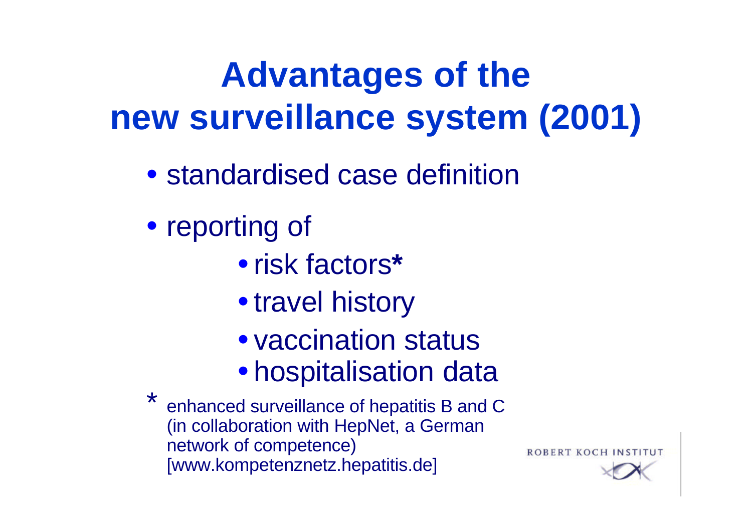# Advantages of the new surveillance system (2001)

- standardised case definition
- reporting of
  - risk factors**\***
  - travel history
  - vaccination status
  - hospitalisation data

\* enhanced surveillance of hepatitis B and C (in collaboration with HepNet, a German network of competence) [www.kompetenznetz.hepatitis.de]

ROBERT KOCH INSTITUT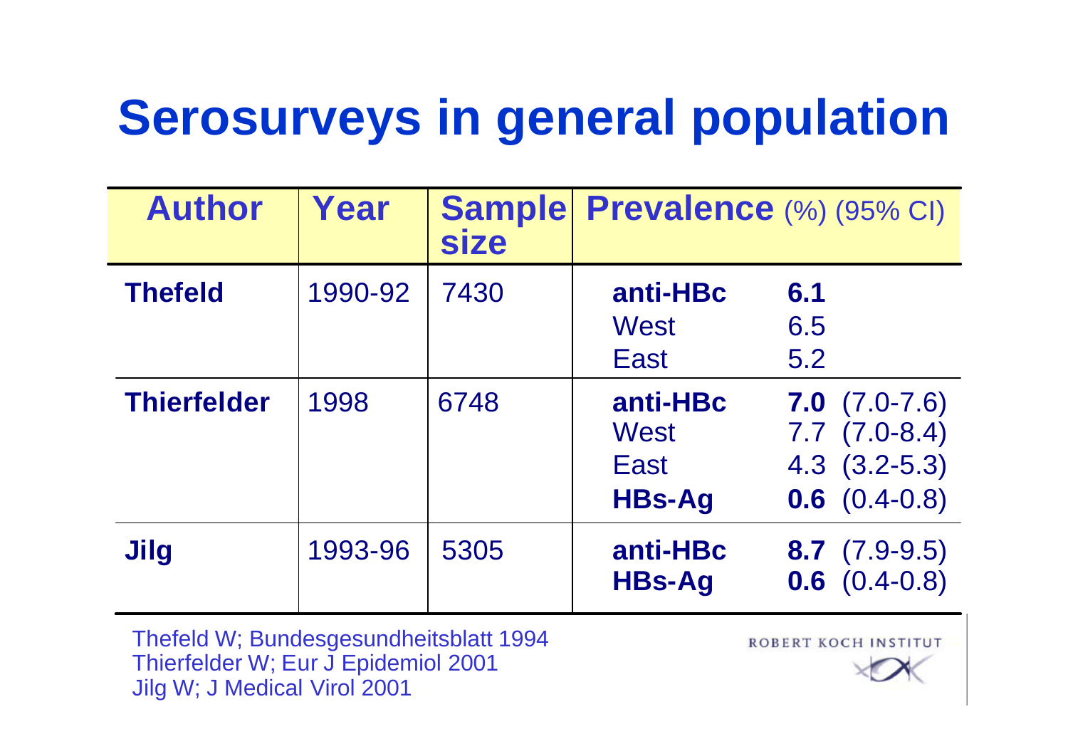# Serosurveys in general population

| Author | Year | Sample size | Prevalence (%) (95% CI) | |
|---|---|---|---|---|
| **Thefeld** | 1990-92 | 7430 | **anti-HBc** | **6.1** |
| | | | West | 6.5 |
| | | | East | 5.2 |
| **Thierfelder** | 1998 | 6748 | **anti-HBc** | **7.0** (7.0-7.6) |
| | | | West | 7.7 (7.0-8.4) |
| | | | East | 4.3 (3.2-5.3) |
| | | | **HBs-Ag** | **0.6** (0.4-0.8) |
| **Jilg** | 1993-96 | 5305 | **anti-HBc** | **8.7** (7.9-9.5) |
| | | | **HBs-Ag** | **0.6** (0.4-0.8) |

Thefeld W; Bundesgesundheitsblatt 1994
Thierfelder W; Eur J Epidemiol 2001
Jilg W; J Medical Virol 2001

ROBERT KOCH INSTITUT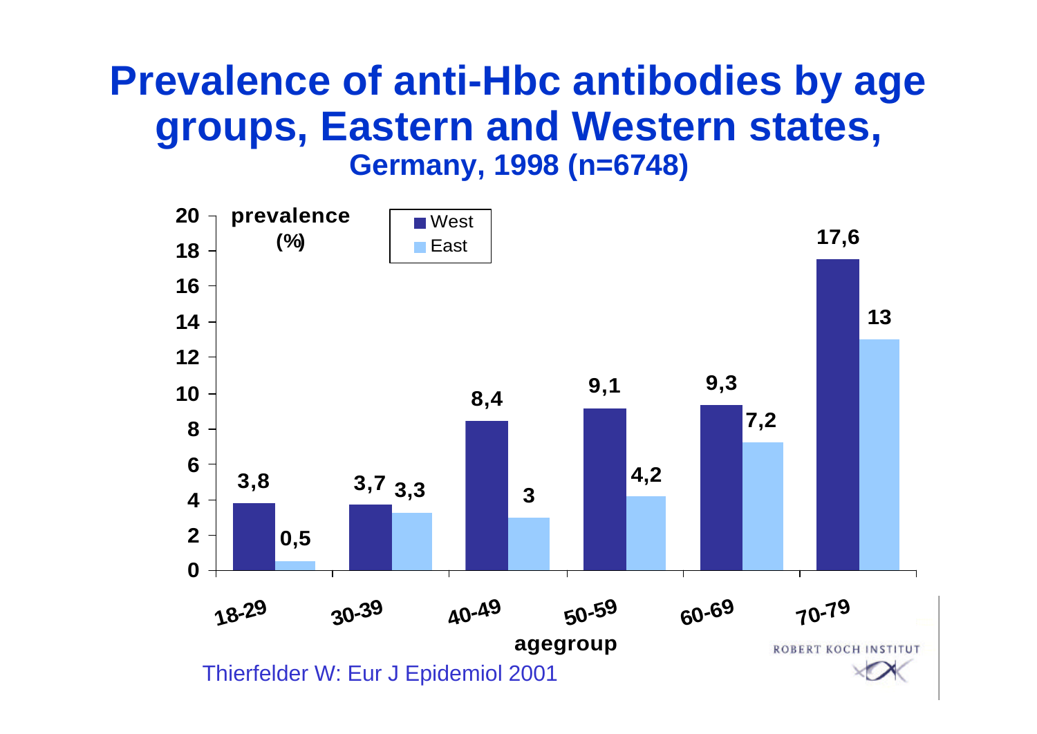# Prevalence of anti-Hbc antibodies by age groups, Eastern and Western states,

## Germany, 1998 (n=6748)

prevalence (%)

West
East

20
18
16
14
12
10
8
6
4
2
0

3,8
0,5
3,7
3,3
8,4
3
9,1
4,2
9,3
7,2
17,6
13

18-29
30-39
40-49
50-59
60-69
70-79

agegroup

Thierfelder W: Eur J Epidemiol 2001

ROBERT KOCH INSTITUT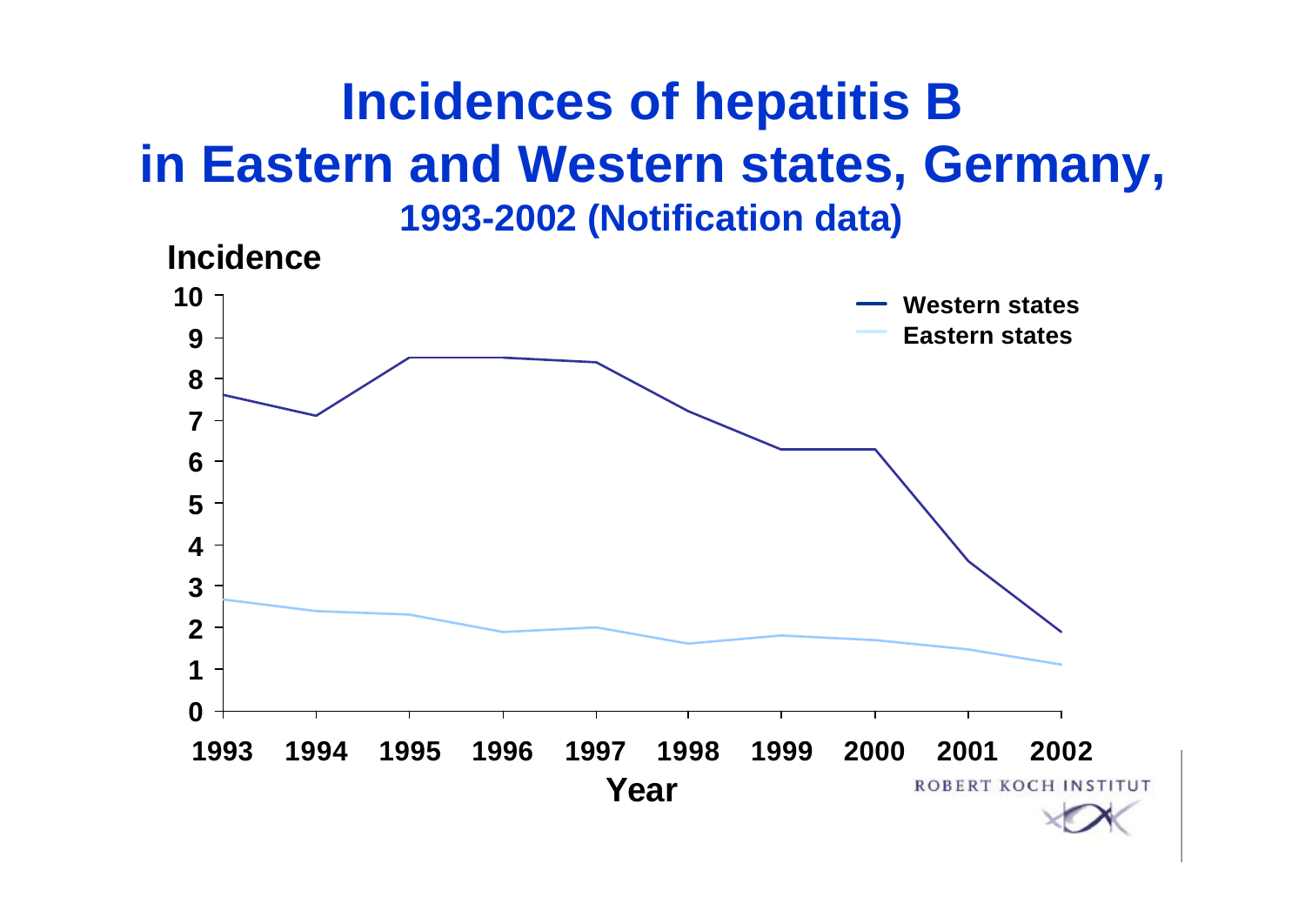# Incidences of hepatitis B in Eastern and Western states, Germany,

## 1993-2002 (Notification data)

Incidence

10
9
8
7
6
5
4
3
2
1
0

Western states
Eastern states

1993 1994 1995 1996 1997 1998 1999 2000 2001 2002

Year

ROBERT KOCH INSTITUT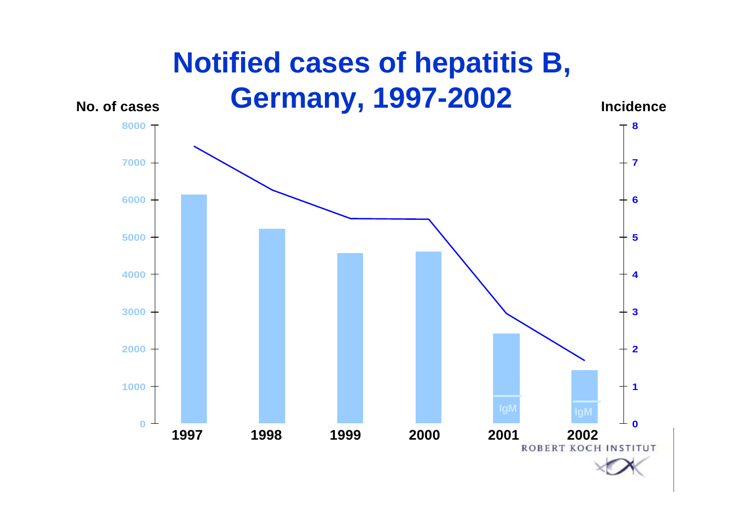# Notified cases of hepatitis B, Germany, 1997-2002

No. of cases

Incidence

8000
7000
6000
5000
4000
3000
2000
1000
0

8
7
6
5
4
3
2
1
0

IgM

IgM

1997 1998 1999 2000 2001 2002

ROBERT KOCH INSTITUT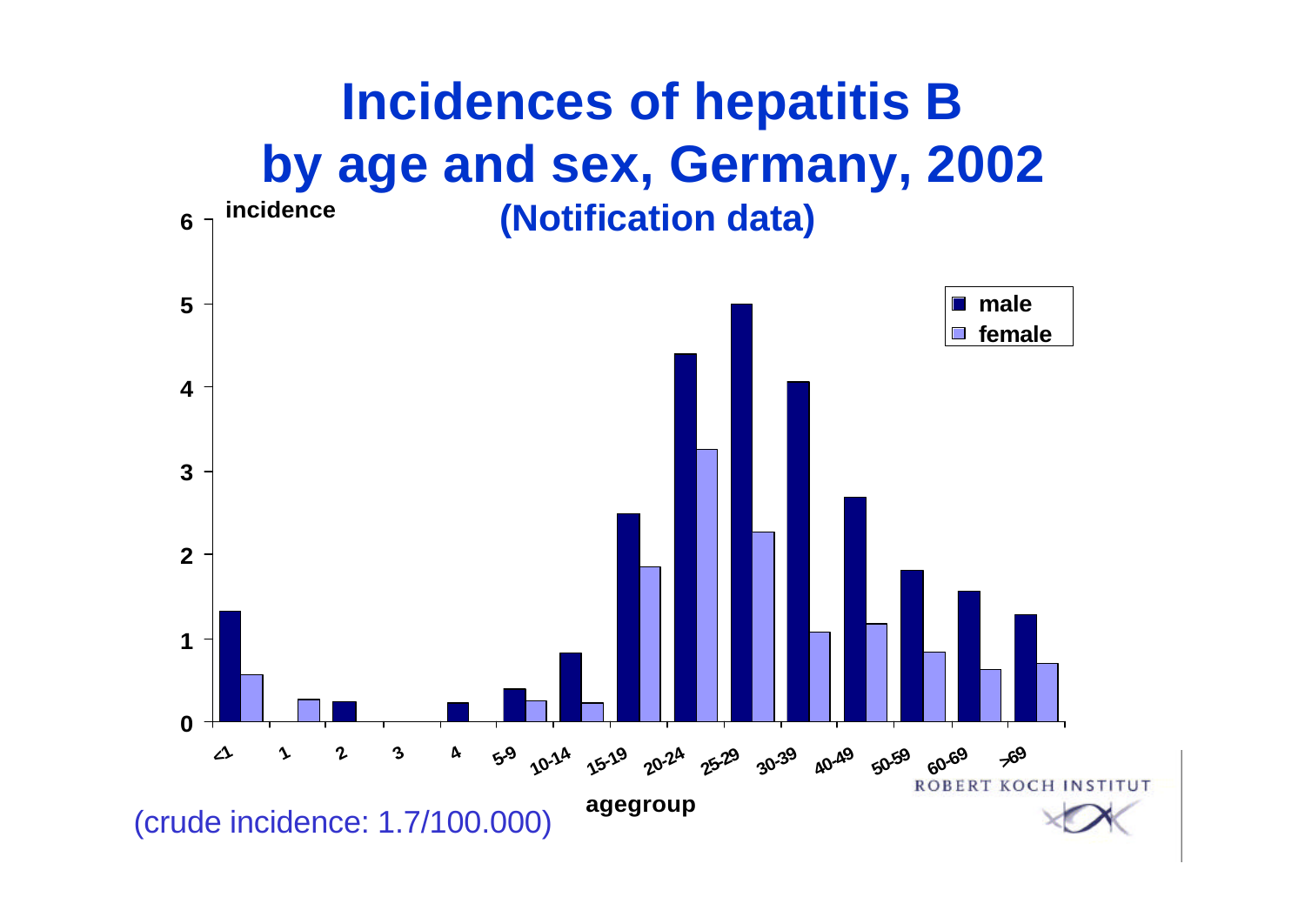# Incidences of hepatitis B by age and sex, Germany, 2002

**(Notification data)**

incidence

6
5
4
3
2
1
0

male
female

<1
1
2
3
4
5-9
10-14
15-19
20-24
25-29
30-39
40-49
50-59
60-69
>69

agegroup

(crude incidence: 1.7/100.000)

ROBERT KOCH INSTITUT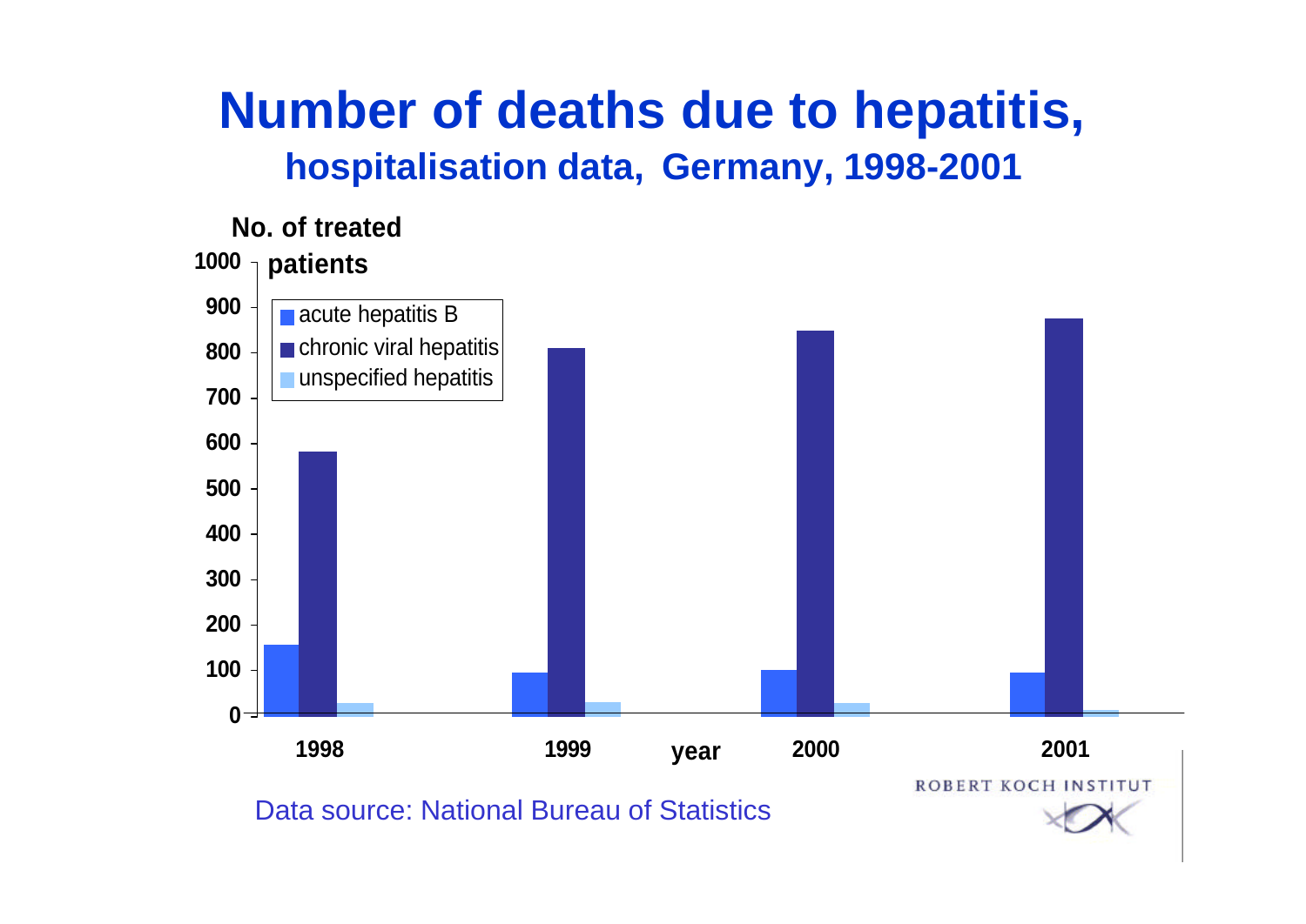# Number of deaths due to hepatitis,

## hospitalisation data, Germany, 1998-2001

No. of treated patients

1000
900
800
700
600
500
400
300
200
100
0

acute hepatitis B
chronic viral hepatitis
unspecified hepatitis

1998
1999
year
2000
2001

Data source: National Bureau of Statistics

ROBERT KOCH INSTITUT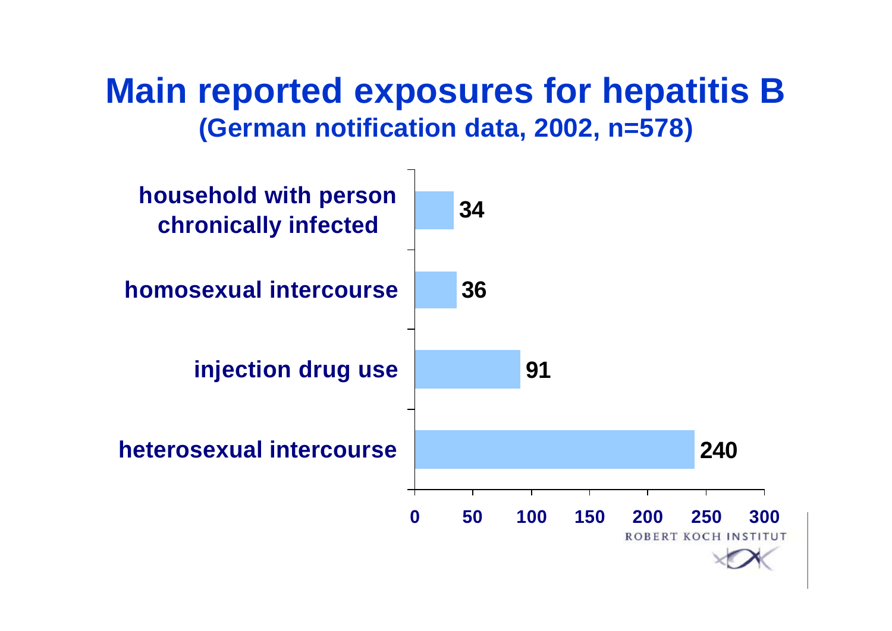# Main reported exposures for hepatitis B

**(German notification data, 2002, n=578)**

household with person chronically infected
34

homosexual intercourse
36

injection drug use
91

heterosexual intercourse
240

0 50 100 150 200 250 300

ROBERT KOCH INSTITUT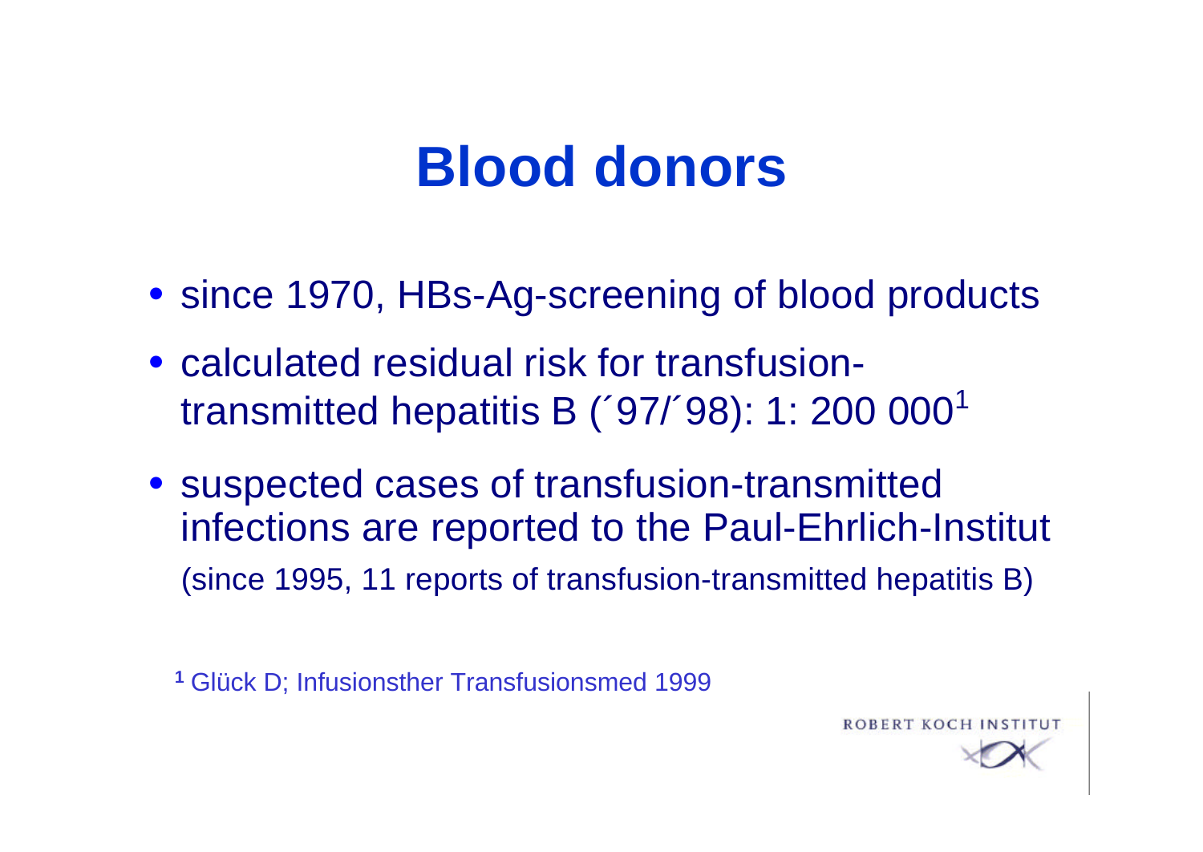# Blood donors

- since 1970, HBs-Ag-screening of blood products
- calculated residual risk for transfusion-transmitted hepatitis B (´97/´98): 1: 200 000[1]
- suspected cases of transfusion-transmitted infections are reported to the Paul-Ehrlich-Institut
  (since 1995, 11 reports of transfusion-transmitted hepatitis B)

[1] Glück D; Infusionsther Transfusionsmed 1999

ROBERT KOCH INSTITUT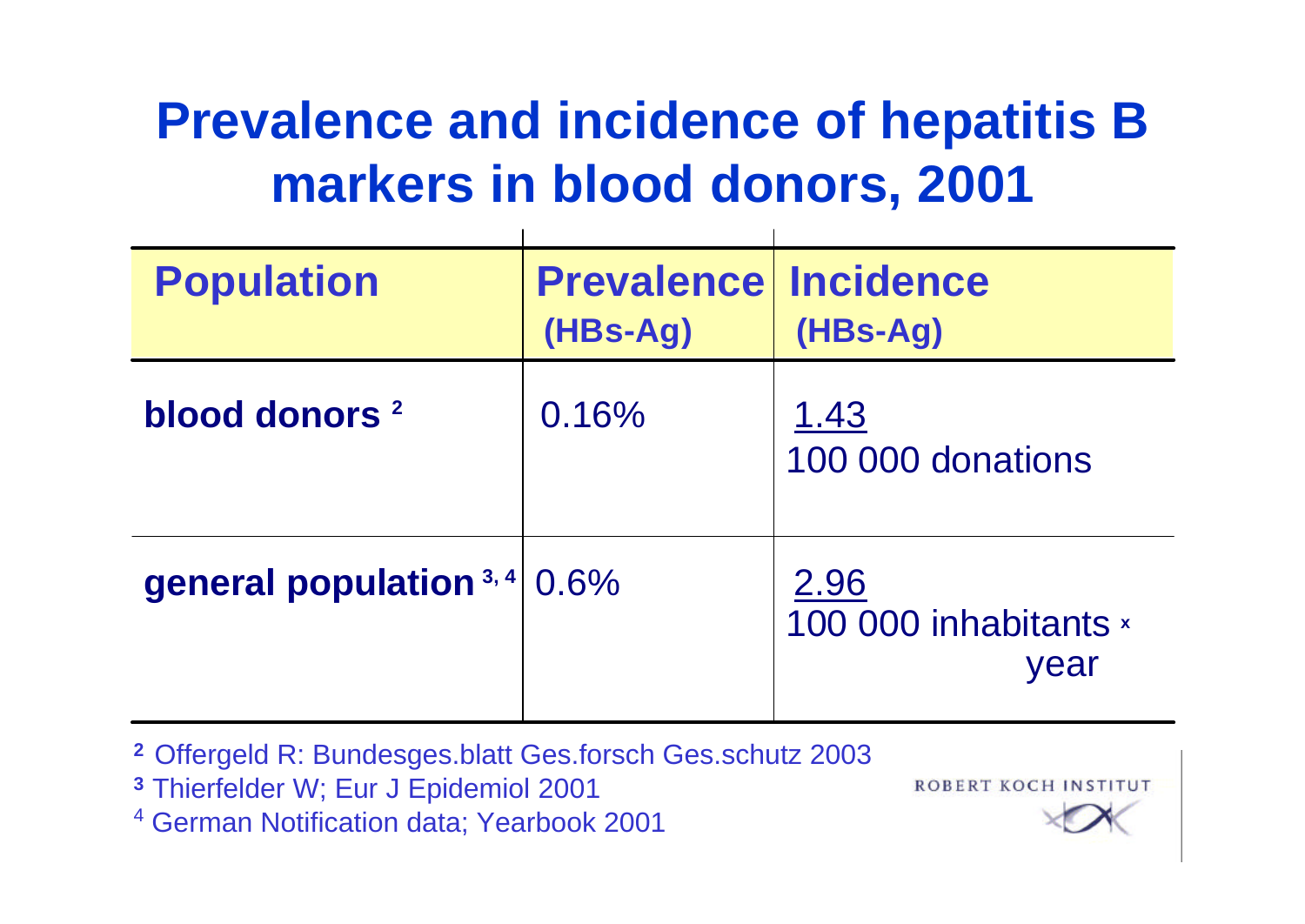# Prevalence and incidence of hepatitis B markers in blood donors, 2001

| Population | Prevalence (HBs-Ag) | Incidence (HBs-Ag) |
|---|---|---|
| **blood donors** [2] | 0.16% | 1.43 / 100 000 donations |
| **general population** [3, 4] | 0.6% | 2.96 / 100 000 inhabitants x year |

[2] Offergeld R: Bundesges.blatt Ges.forsch Ges.schutz 2003
[3] Thierfelder W; Eur J Epidemiol 2001
[4] German Notification data; Yearbook 2001

ROBERT KOCH INSTITUT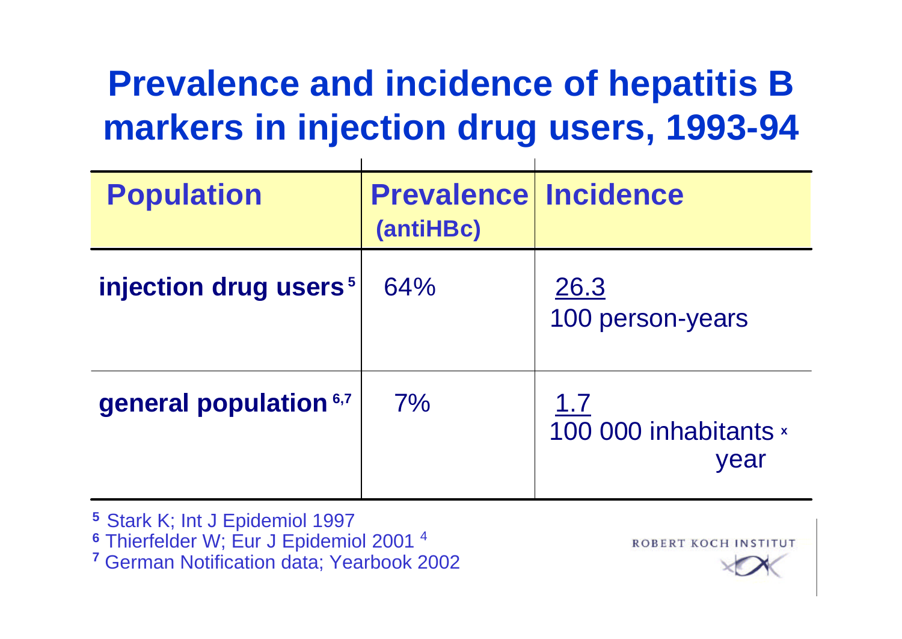# Prevalence and incidence of hepatitis B markers in injection drug users, 1993-94

| Population | Prevalence (antiHBc) | Incidence |
|---|---|---|
| **injection drug users** [5] | 64% | 26.3 / 100 person-years |
| **general population** [6,7] | 7% | 1.7 / 100 000 inhabitants x year |

[5] Stark K; Int J Epidemiol 1997
[6] Thierfelder W; Eur J Epidemiol 2001 [4]
[7] German Notification data; Yearbook 2002

ROBERT KOCH INSTITUT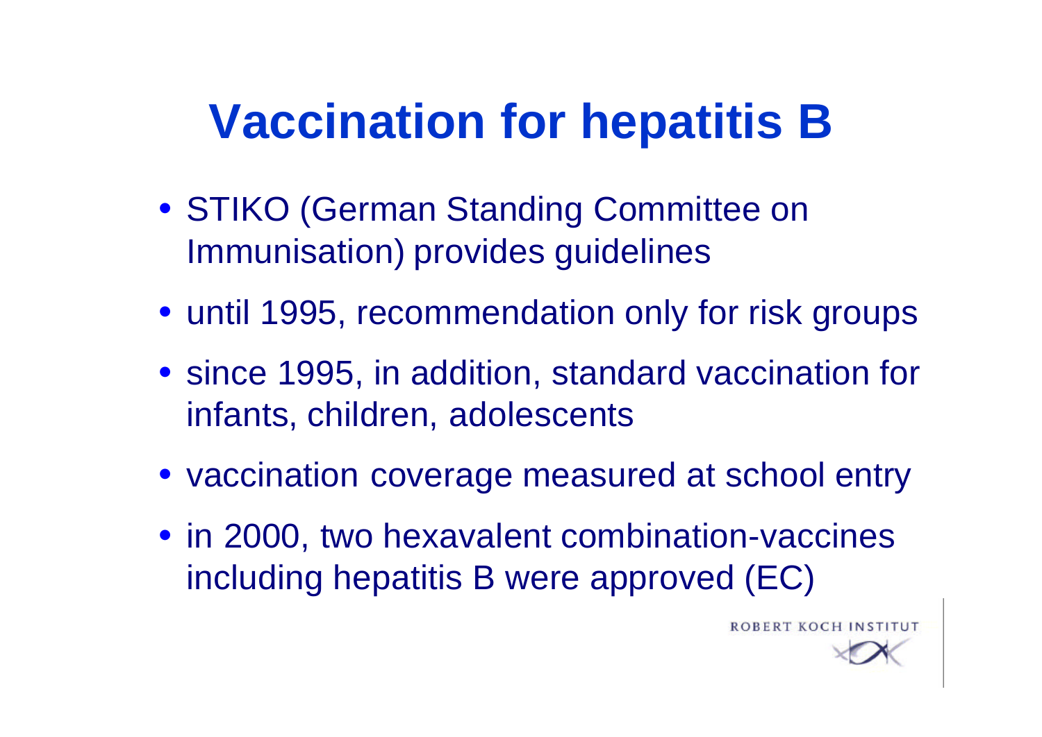# Vaccination for hepatitis B

- STIKO (German Standing Committee on Immunisation) provides guidelines
- until 1995, recommendation only for risk groups
- since 1995, in addition, standard vaccination for infants, children, adolescents
- vaccination coverage measured at school entry
- in 2000, two hexavalent combination-vaccines including hepatitis B were approved (EC)

ROBERT KOCH INSTITUT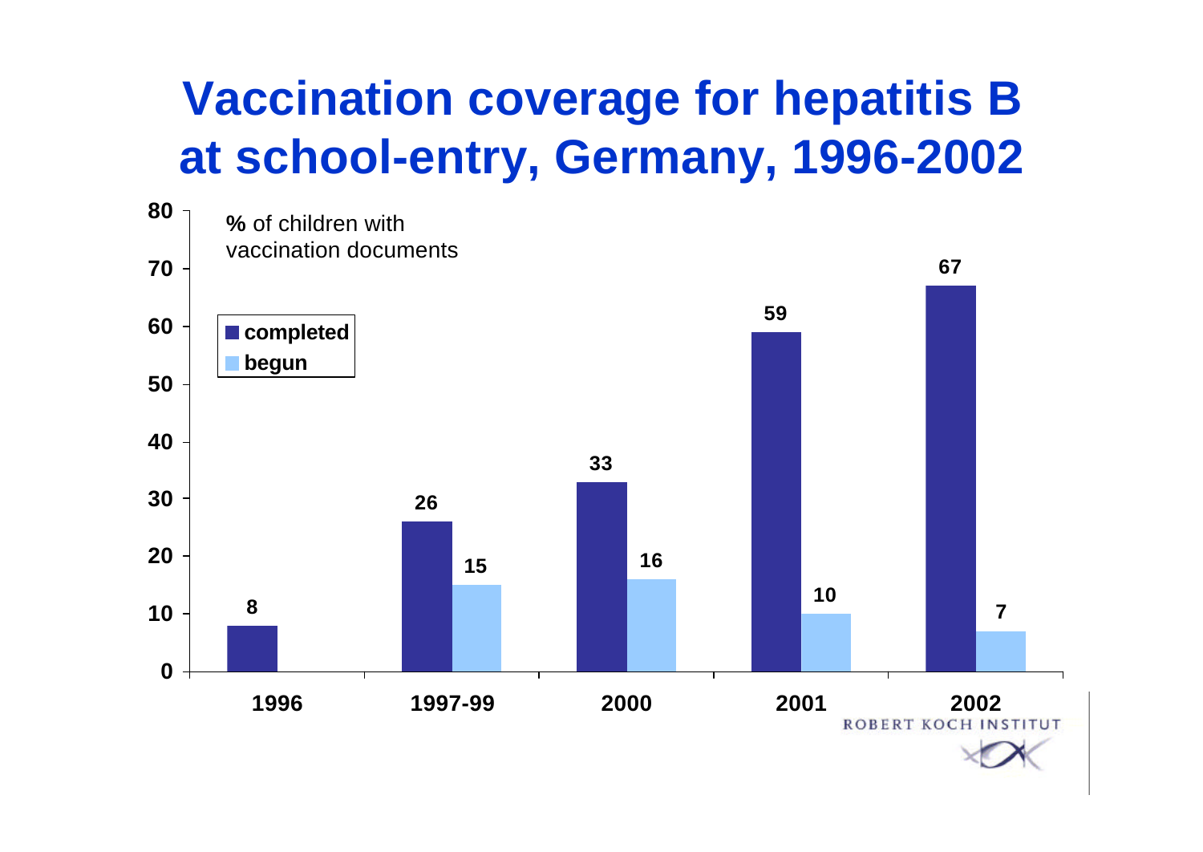# Vaccination coverage for hepatitis B at school-entry, Germany, 1996-2002

**%** of children with vaccination documents

| Year | completed | begun |
| --- | --- | --- |
| 1996 | 8 | |
| 1997-99 | 26 | 15 |
| 2000 | 33 | 16 |
| 2001 | 59 | 10 |
| 2002 | 67 | 7 |

ROBERT KOCH INSTITUT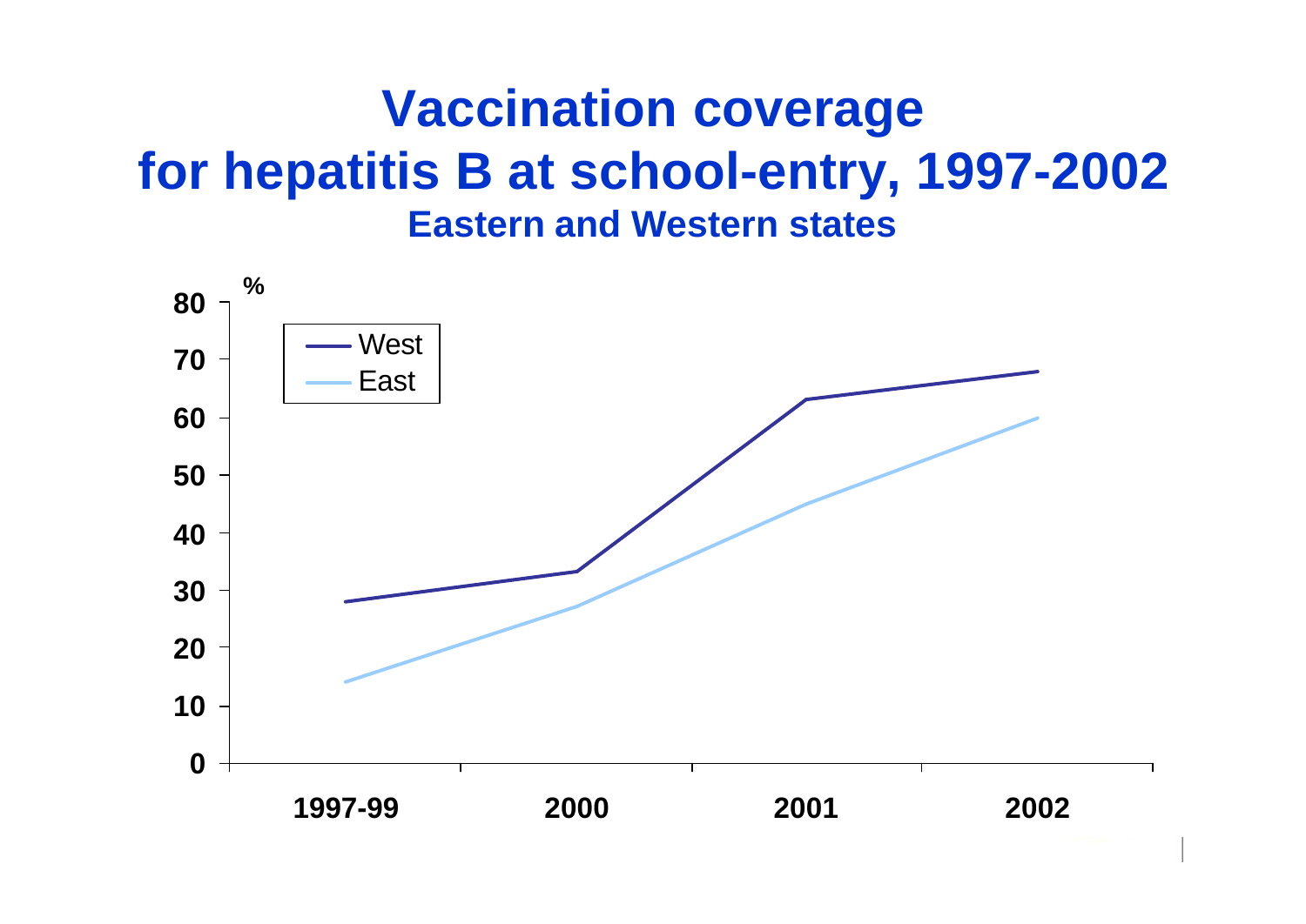# Vaccination coverage for hepatitis B at school-entry, 1997-2002

## Eastern and Western states

%

80

70

60

50

40

30

20

10

0

West

East

1997-99

2000

2001

2002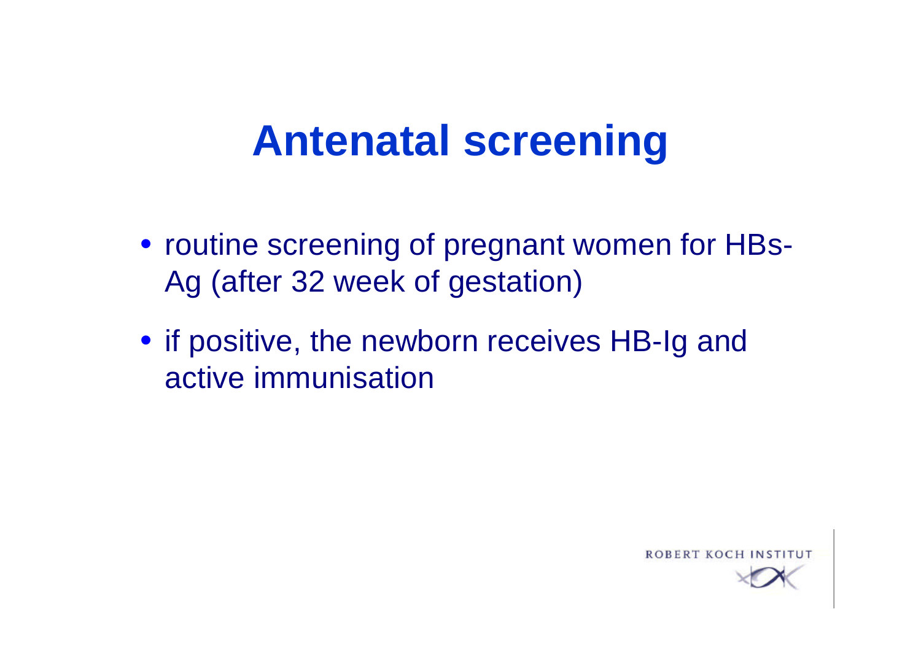# Antenatal screening

- routine screening of pregnant women for HBs-Ag (after 32 week of gestation)
- if positive, the newborn receives HB-Ig and active immunisation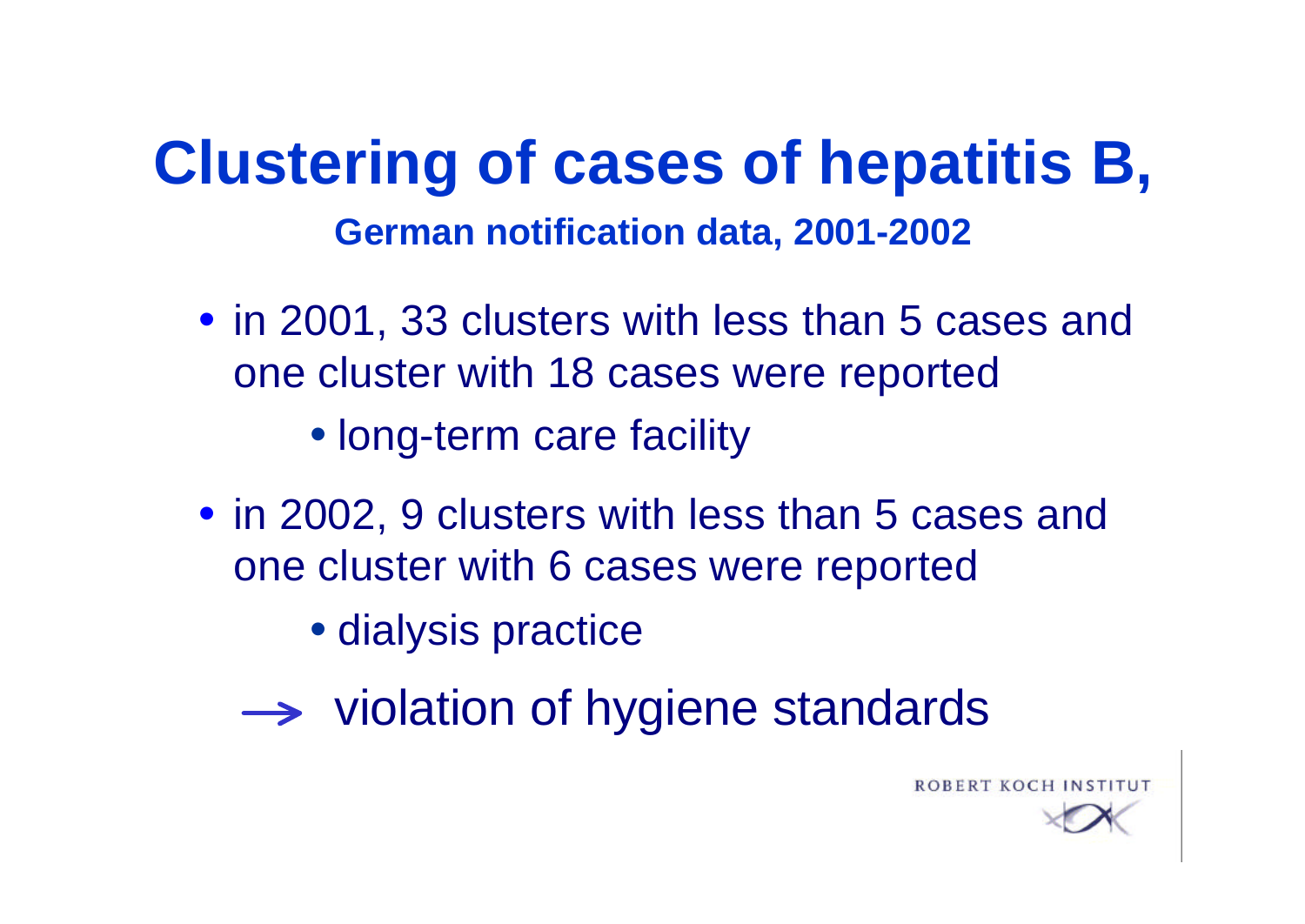# Clustering of cases of hepatitis B,

**German notification data, 2001-2002**

- in 2001, 33 clusters with less than 5 cases and one cluster with 18 cases were reported
  - long-term care facility
- in 2002, 9 clusters with less than 5 cases and one cluster with 6 cases were reported
  - dialysis practice

→ violation of hygiene standards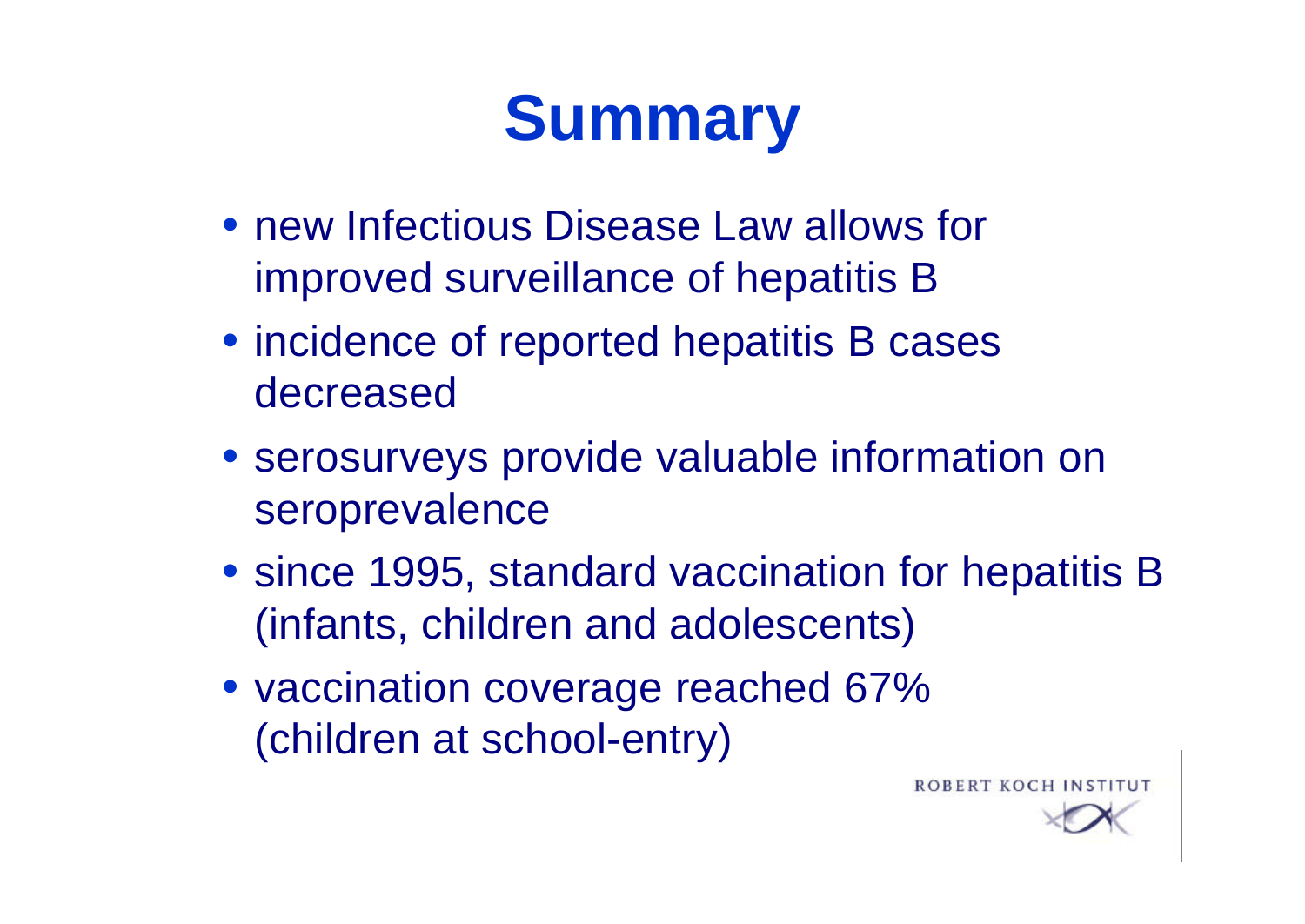# Summary

- new Infectious Disease Law allows for improved surveillance of hepatitis B
- incidence of reported hepatitis B cases decreased
- serosurveys provide valuable information on seroprevalence
- since 1995, standard vaccination for hepatitis B (infants, children and adolescents)
- vaccination coverage reached 67% (children at school-entry)